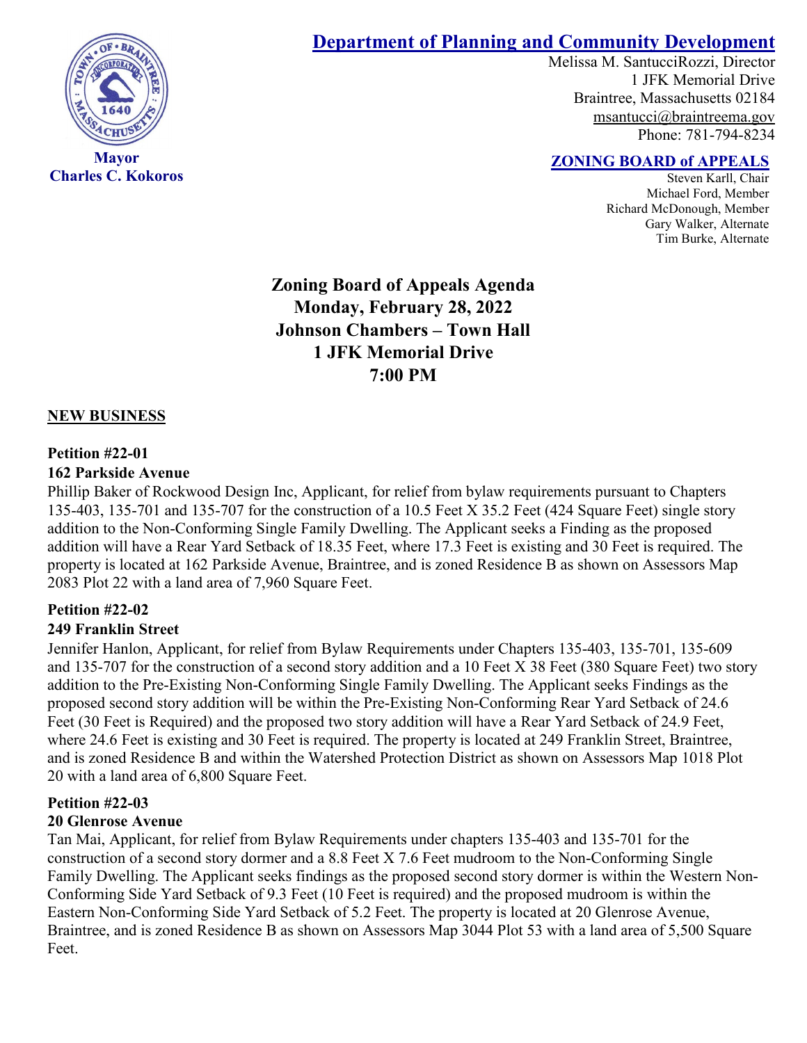**Mayor**
**Charles C. Kokoros**

## Department of Planning and Community Development

Melissa M. SantucciRozzi, Director
1 JFK Memorial Drive
Braintree, Massachusetts 02184
msantucci@braintreema.gov
Phone: 781-794-8234

**ZONING BOARD of APPEALS**

Steven Karll, Chair
Michael Ford, Member
Richard McDonough, Member
Gary Walker, Alternate
Tim Burke, Alternate

# Zoning Board of Appeals Agenda
# Monday, February 28, 2022
# Johnson Chambers – Town Hall
# 1 JFK Memorial Drive
# 7:00 PM

## NEW BUSINESS

### Petition #22-01
### 162 Parkside Avenue

Phillip Baker of Rockwood Design Inc, Applicant, for relief from bylaw requirements pursuant to Chapters 135-403, 135-701 and 135-707 for the construction of a 10.5 Feet X 35.2 Feet (424 Square Feet) single story addition to the Non-Conforming Single Family Dwelling. The Applicant seeks a Finding as the proposed addition will have a Rear Yard Setback of 18.35 Feet, where 17.3 Feet is existing and 30 Feet is required. The property is located at 162 Parkside Avenue, Braintree, and is zoned Residence B as shown on Assessors Map 2083 Plot 22 with a land area of 7,960 Square Feet.

### Petition #22-02
### 249 Franklin Street

Jennifer Hanlon, Applicant, for relief from Bylaw Requirements under Chapters 135-403, 135-701, 135-609 and 135-707 for the construction of a second story addition and a 10 Feet X 38 Feet (380 Square Feet) two story addition to the Pre-Existing Non-Conforming Single Family Dwelling. The Applicant seeks Findings as the proposed second story addition will be within the Pre-Existing Non-Conforming Rear Yard Setback of 24.6 Feet (30 Feet is Required) and the proposed two story addition will have a Rear Yard Setback of 24.9 Feet, where 24.6 Feet is existing and 30 Feet is required. The property is located at 249 Franklin Street, Braintree, and is zoned Residence B and within the Watershed Protection District as shown on Assessors Map 1018 Plot 20 with a land area of 6,800 Square Feet.

### Petition #22-03
### 20 Glenrose Avenue

Tan Mai, Applicant, for relief from Bylaw Requirements under chapters 135-403 and 135-701 for the construction of a second story dormer and a 8.8 Feet X 7.6 Feet mudroom to the Non-Conforming Single Family Dwelling. The Applicant seeks findings as the proposed second story dormer is within the Western Non-Conforming Side Yard Setback of 9.3 Feet (10 Feet is required) and the proposed mudroom is within the Eastern Non-Conforming Side Yard Setback of 5.2 Feet. The property is located at 20 Glenrose Avenue, Braintree, and is zoned Residence B as shown on Assessors Map 3044 Plot 53 with a land area of 5,500 Square Feet.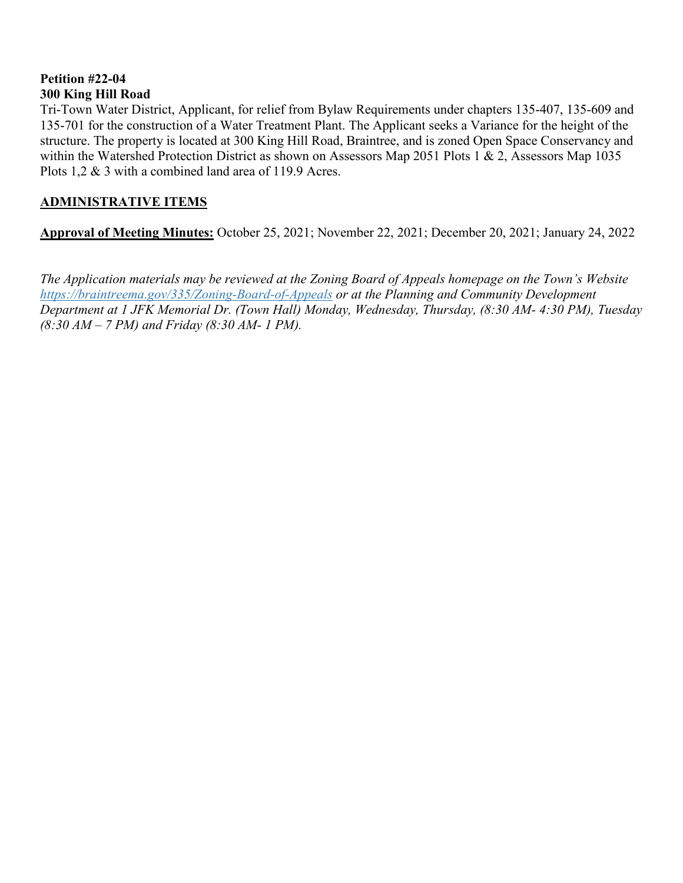**Petition #22-04**
**300 King Hill Road**
Tri-Town Water District, Applicant, for relief from Bylaw Requirements under chapters 135-407, 135-609 and 135-701 for the construction of a Water Treatment Plant. The Applicant seeks a Variance for the height of the structure. The property is located at 300 King Hill Road, Braintree, and is zoned Open Space Conservancy and within the Watershed Protection District as shown on Assessors Map 2051 Plots 1 & 2, Assessors Map 1035 Plots 1,2 & 3 with a combined land area of 119.9 Acres.

**ADMINISTRATIVE ITEMS**

**Approval of Meeting Minutes:** October 25, 2021; November 22, 2021; December 20, 2021; January 24, 2022

*The Application materials may be reviewed at the Zoning Board of Appeals homepage on the Town's Website [https://braintreema.gov/335/Zoning-Board-of-Appeals](https://braintreema.gov/335/Zoning-Board-of-Appeals) or at the Planning and Community Development Department at 1 JFK Memorial Dr. (Town Hall) Monday, Wednesday, Thursday, (8:30 AM- 4:30 PM), Tuesday (8:30 AM – 7 PM) and Friday (8:30 AM- 1 PM).*